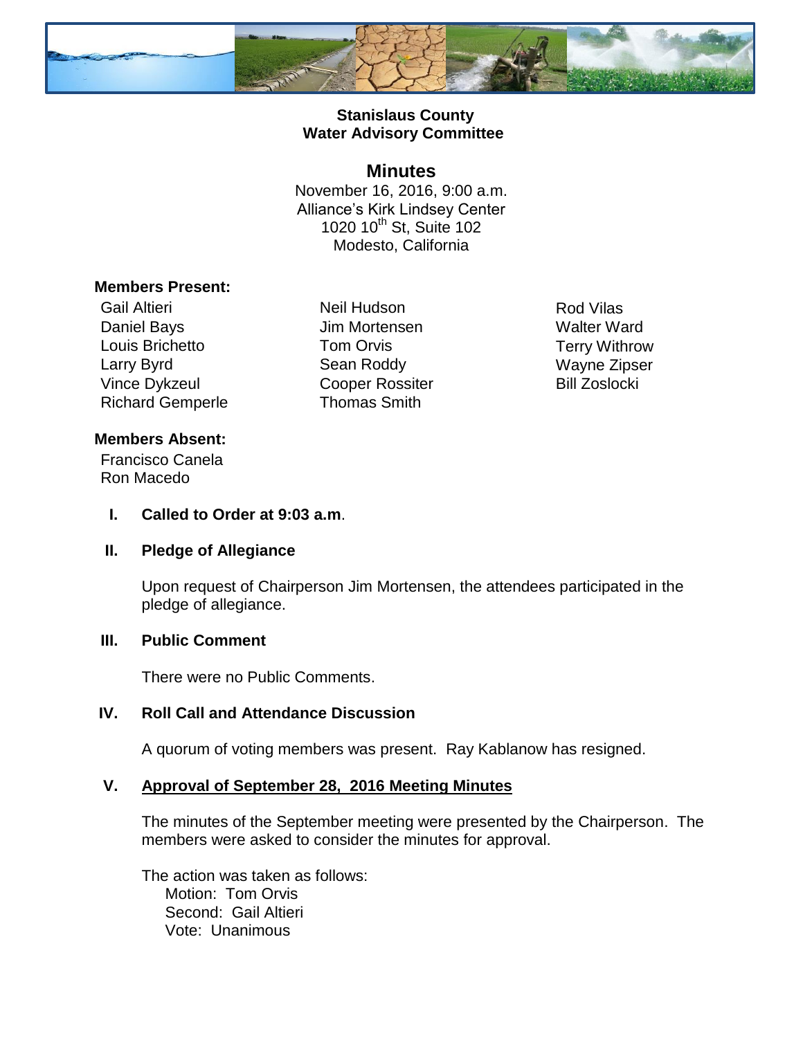# Stanislaus County
# Water Advisory Committee

## Minutes

November 16, 2016, 9:00 a.m.
Alliance's Kirk Lindsey Center
1020 10th St, Suite 102
Modesto, California

**Members Present:**

Gail Altieri
Daniel Bays
Louis Brichetto
Larry Byrd
Vince Dykzeul
Richard Gemperle
Neil Hudson
Jim Mortensen
Tom Orvis
Sean Roddy
Cooper Rossiter
Thomas Smith
Rod Vilas
Walter Ward
Terry Withrow
Wayne Zipser
Bill Zoslocki

**Members Absent:**

Francisco Canela
Ron Macedo

**I. Called to Order at 9:03 a.m.**

**II. Pledge of Allegiance**

Upon request of Chairperson Jim Mortensen, the attendees participated in the pledge of allegiance.

**III. Public Comment**

There were no Public Comments.

**IV. Roll Call and Attendance Discussion**

A quorum of voting members was present. Ray Kablanow has resigned.

**V. Approval of September 28, 2016 Meeting Minutes**

The minutes of the September meeting were presented by the Chairperson. The members were asked to consider the minutes for approval.

The action was taken as follows:
Motion: Tom Orvis
Second: Gail Altieri
Vote: Unanimous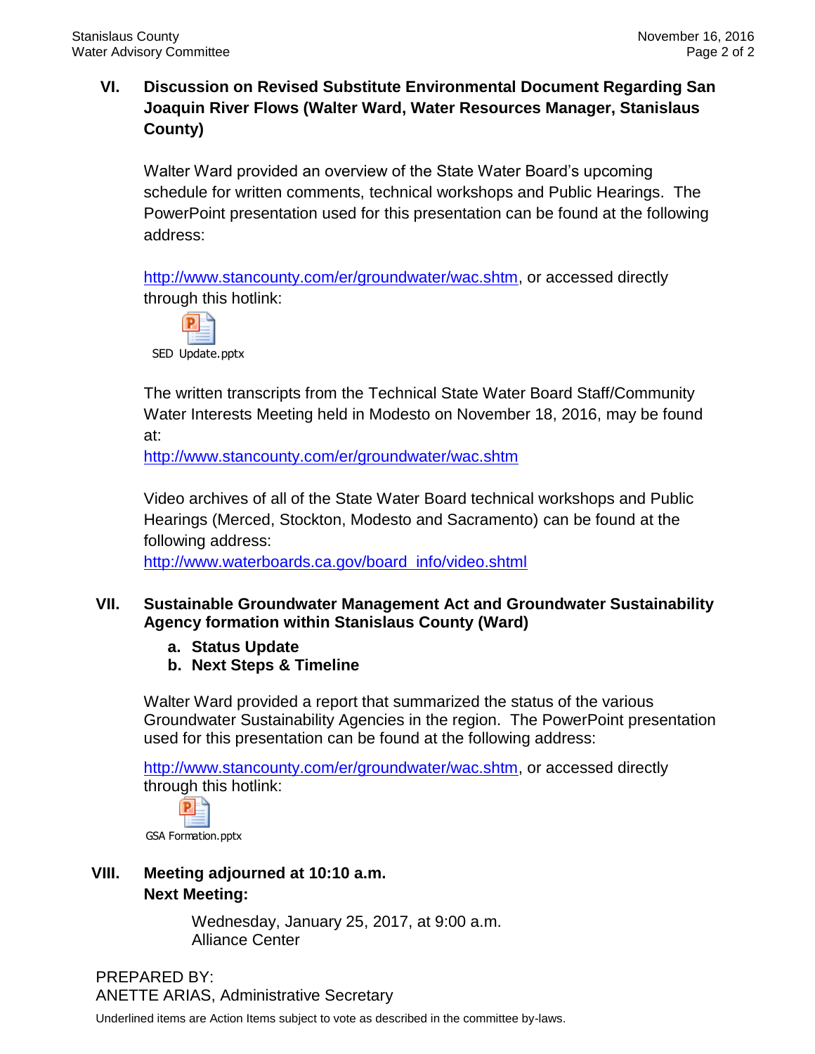## VI. Discussion on Revised Substitute Environmental Document Regarding San Joaquin River Flows (Walter Ward, Water Resources Manager, Stanislaus County)

Walter Ward provided an overview of the State Water Board's upcoming schedule for written comments, technical workshops and Public Hearings. The PowerPoint presentation used for this presentation can be found at the following address:

http://www.stancounty.com/er/groundwater/wac.shtm, or accessed directly through this hotlink:

SED Update.pptx

The written transcripts from the Technical State Water Board Staff/Community Water Interests Meeting held in Modesto on November 18, 2016, may be found at:
http://www.stancounty.com/er/groundwater/wac.shtm

Video archives of all of the State Water Board technical workshops and Public Hearings (Merced, Stockton, Modesto and Sacramento) can be found at the following address:
http://www.waterboards.ca.gov/board_info/video.shtml

## VII. Sustainable Groundwater Management Act and Groundwater Sustainability Agency formation within Stanislaus County (Ward)

**a. Status Update**
**b. Next Steps & Timeline**

Walter Ward provided a report that summarized the status of the various Groundwater Sustainability Agencies in the region. The PowerPoint presentation used for this presentation can be found at the following address:

http://www.stancounty.com/er/groundwater/wac.shtm, or accessed directly through this hotlink:

GSA Formation.pptx

## VIII. Meeting adjourned at 10:10 a.m.

**Next Meeting:**

Wednesday, January 25, 2017, at 9:00 a.m.
Alliance Center

PREPARED BY:
ANETTE ARIAS, Administrative Secretary

Underlined items are Action Items subject to vote as described in the committee by-laws.